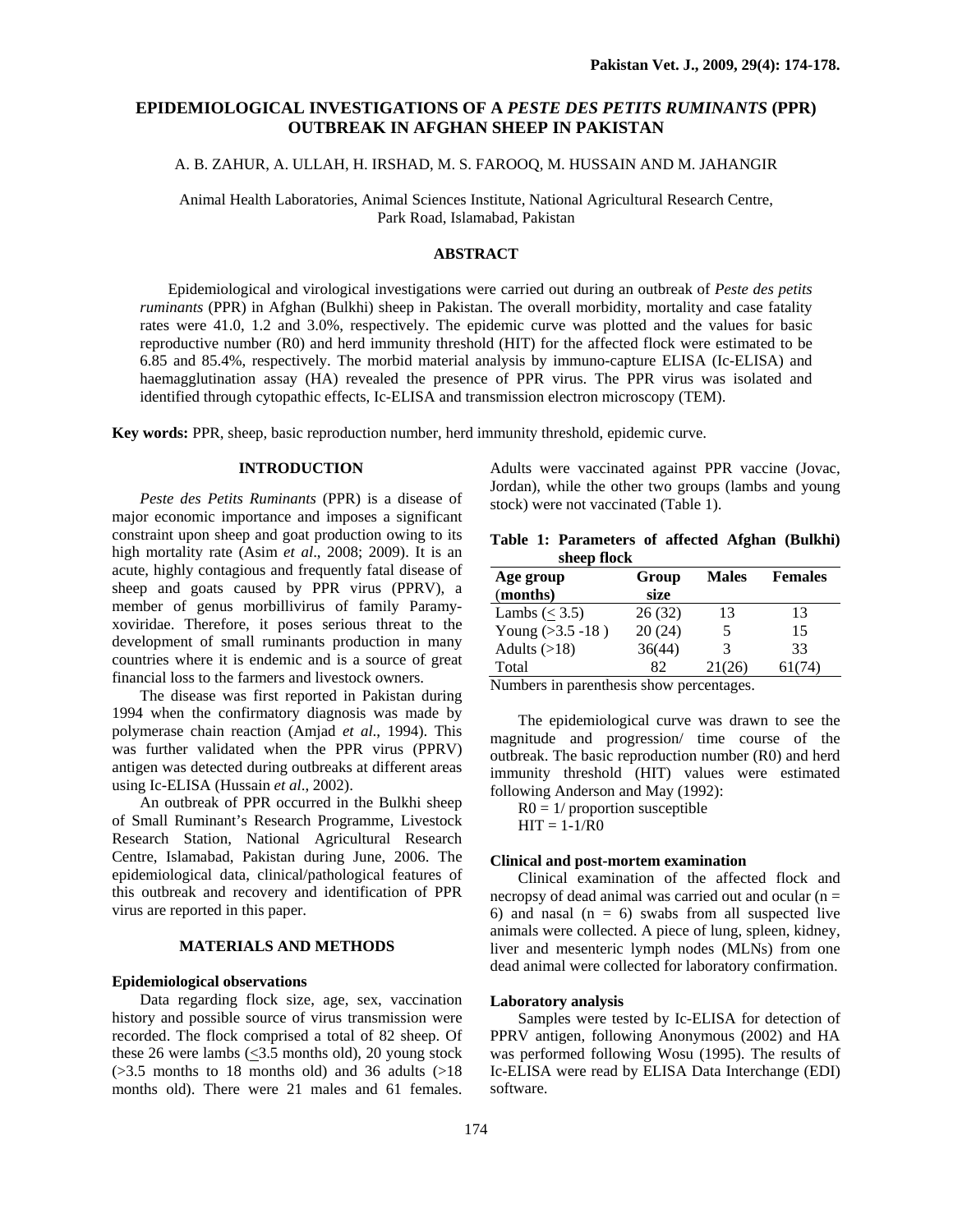# EPIDEMIOLOGICAL INVESTIGATIONS OF A *PESTE DES PETITS RUMINANTS* (PPR) OUTBREAK IN AFGHAN SHEEP IN PAKISTAN

A. B. ZAHUR, A. ULLAH, H. IRSHAD, M. S. FAROOQ, M. HUSSAIN AND M. JAHANGIR

Animal Health Laboratories, Animal Sciences Institute, National Agricultural Research Centre, Park Road, Islamabad, Pakistan

## ABSTRACT

Epidemiological and virological investigations were carried out during an outbreak of *Peste des petits ruminants* (PPR) in Afghan (Bulkhi) sheep in Pakistan. The overall morbidity, mortality and case fatality rates were 41.0, 1.2 and 3.0%, respectively. The epidemic curve was plotted and the values for basic reproductive number (R0) and herd immunity threshold (HIT) for the affected flock were estimated to be 6.85 and 85.4%, respectively. The morbid material analysis by immuno-capture ELISA (Ic-ELISA) and haemagglutination assay (HA) revealed the presence of PPR virus. The PPR virus was isolated and identified through cytopathic effects, Ic-ELISA and transmission electron microscopy (TEM).

**Key words:** PPR, sheep, basic reproduction number, herd immunity threshold, epidemic curve.

## INTRODUCTION

*Peste des Petits Ruminants* (PPR) is a disease of major economic importance and imposes a significant constraint upon sheep and goat production owing to its high mortality rate (Asim *et al*., 2008; 2009). It is an acute, highly contagious and frequently fatal disease of sheep and goats caused by PPR virus (PPRV), a member of genus morbillivirus of family Paramyxoviridae. Therefore, it poses serious threat to the development of small ruminants production in many countries where it is endemic and is a source of great financial loss to the farmers and livestock owners.

The disease was first reported in Pakistan during 1994 when the confirmatory diagnosis was made by polymerase chain reaction (Amjad *et al*., 1994). This was further validated when the PPR virus (PPRV) antigen was detected during outbreaks at different areas using Ic-ELISA (Hussain *et al*., 2002).

An outbreak of PPR occurred in the Bulkhi sheep of Small Ruminant's Research Programme, Livestock Research Station, National Agricultural Research Centre, Islamabad, Pakistan during June, 2006. The epidemiological data, clinical/pathological features of this outbreak and recovery and identification of PPR virus are reported in this paper.

## MATERIALS AND METHODS

### Epidemiological observations

Data regarding flock size, age, sex, vaccination history and possible source of virus transmission were recorded. The flock comprised a total of 82 sheep. Of these 26 were lambs (≤3.5 months old), 20 young stock (>3.5 months to 18 months old) and 36 adults (>18 months old). There were 21 males and 61 females. Adults were vaccinated against PPR vaccine (Jovac, Jordan), while the other two groups (lambs and young stock) were not vaccinated (Table 1).

**Table 1: Parameters of affected Afghan (Bulkhi) sheep flock**

| Age group (months) | Group size | Males | Females |
|---|---|---|---|
| Lambs (≤ 3.5) | 26 (32) | 13 | 13 |
| Young (>3.5 -18 ) | 20 (24) | 5 | 15 |
| Adults (>18) | 36(44) | 3 | 33 |
| Total | 82 | 21(26) | 61(74) |

Numbers in parenthesis show percentages.

The epidemiological curve was drawn to see the magnitude and progression/ time course of the outbreak. The basic reproduction number (R0) and herd immunity threshold (HIT) values were estimated following Anderson and May (1992):

$R0 = 1/$ proportion susceptible

$HIT = 1-1/R0$

### Clinical and post-mortem examination

Clinical examination of the affected flock and necropsy of dead animal was carried out and ocular ($n = 6$) and nasal ($n = 6$) swabs from all suspected live animals were collected. A piece of lung, spleen, kidney, liver and mesenteric lymph nodes (MLNs) from one dead animal were collected for laboratory confirmation.

### Laboratory analysis

Samples were tested by Ic-ELISA for detection of PPRV antigen, following Anonymous (2002) and HA was performed following Wosu (1995). The results of Ic-ELISA were read by ELISA Data Interchange (EDI) software.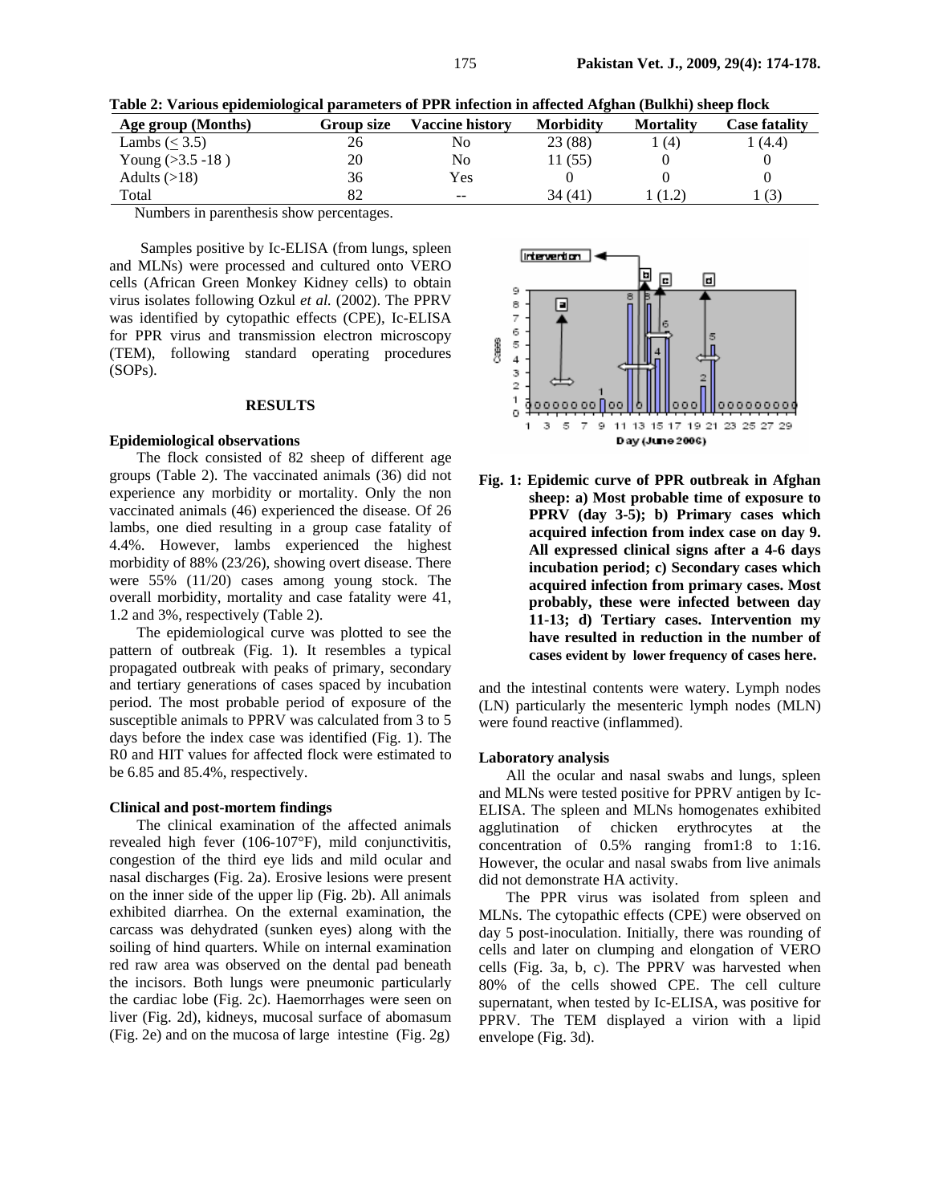**Table 2: Various epidemiological parameters of PPR infection in affected Afghan (Bulkhi) sheep flock**

| Age group (Months) | Group size | Vaccine history | Morbidity | Mortality | Case fatality |
|---|---|---|---|---|---|
| Lambs (≤ 3.5) | 26 | No | 23 (88) | 1 (4) | 1 (4.4) |
| Young (>3.5 -18 ) | 20 | No | 11 (55) | 0 | 0 |
| Adults (>18) | 36 | Yes | 0 | 0 | 0 |
| Total | 82 | -- | 34 (41) | 1 (1.2) | 1 (3) |

Numbers in parenthesis show percentages.

Samples positive by Ic-ELISA (from lungs, spleen and MLNs) were processed and cultured onto VERO cells (African Green Monkey Kidney cells) to obtain virus isolates following Ozkul *et al.* (2002). The PPRV was identified by cytopathic effects (CPE), Ic-ELISA for PPR virus and transmission electron microscopy (TEM), following standard operating procedures (SOPs).

## RESULTS

### Epidemiological observations

The flock consisted of 82 sheep of different age groups (Table 2). The vaccinated animals (36) did not experience any morbidity or mortality. Only the non vaccinated animals (46) experienced the disease. Of 26 lambs, one died resulting in a group case fatality of 4.4%. However, lambs experienced the highest morbidity of 88% (23/26), showing overt disease. There were 55% (11/20) cases among young stock. The overall morbidity, mortality and case fatality were 41, 1.2 and 3%, respectively (Table 2).

The epidemiological curve was plotted to see the pattern of outbreak (Fig. 1). It resembles a typical propagated outbreak with peaks of primary, secondary and tertiary generations of cases spaced by incubation period. The most probable period of exposure of the susceptible animals to PPRV was calculated from 3 to 5 days before the index case was identified (Fig. 1). The R0 and HIT values for affected flock were estimated to be 6.85 and 85.4%, respectively.

**Fig. 1: Epidemic curve of PPR outbreak in Afghan sheep: a) Most probable time of exposure to PPRV (day 3-5); b) Primary cases which acquired infection from index case on day 9. All expressed clinical signs after a 4-6 days incubation period; c) Secondary cases which acquired infection from primary cases. Most probably, these were infected between day 11-13; d) Tertiary cases. Intervention my have resulted in reduction in the number of cases evident by lower frequency of cases here.**

### Clinical and post-mortem findings

The clinical examination of the affected animals revealed high fever (106-107°F), mild conjunctivitis, congestion of the third eye lids and mild ocular and nasal discharges (Fig. 2a). Erosive lesions were present on the inner side of the upper lip (Fig. 2b). All animals exhibited diarrhea. On the external examination, the carcass was dehydrated (sunken eyes) along with the soiling of hind quarters. While on internal examination red raw area was observed on the dental pad beneath the incisors. Both lungs were pneumonic particularly the cardiac lobe (Fig. 2c). Haemorrhages were seen on liver (Fig. 2d), kidneys, mucosal surface of abomasum (Fig. 2e) and on the mucosa of large intestine (Fig. 2g) and the intestinal contents were watery. Lymph nodes (LN) particularly the mesenteric lymph nodes (MLN) were found reactive (inflammed).

### Laboratory analysis

All the ocular and nasal swabs and lungs, spleen and MLNs were tested positive for PPRV antigen by Ic-ELISA. The spleen and MLNs homogenates exhibited agglutination of chicken erythrocytes at the concentration of 0.5% ranging from1:8 to 1:16. However, the ocular and nasal swabs from live animals did not demonstrate HA activity.

The PPR virus was isolated from spleen and MLNs. The cytopathic effects (CPE) were observed on day 5 post-inoculation. Initially, there was rounding of cells and later on clumping and elongation of VERO cells (Fig. 3a, b, c). The PPRV was harvested when 80% of the cells showed CPE. The cell culture supernatant, when tested by Ic-ELISA, was positive for PPRV. The TEM displayed a virion with a lipid envelope (Fig. 3d).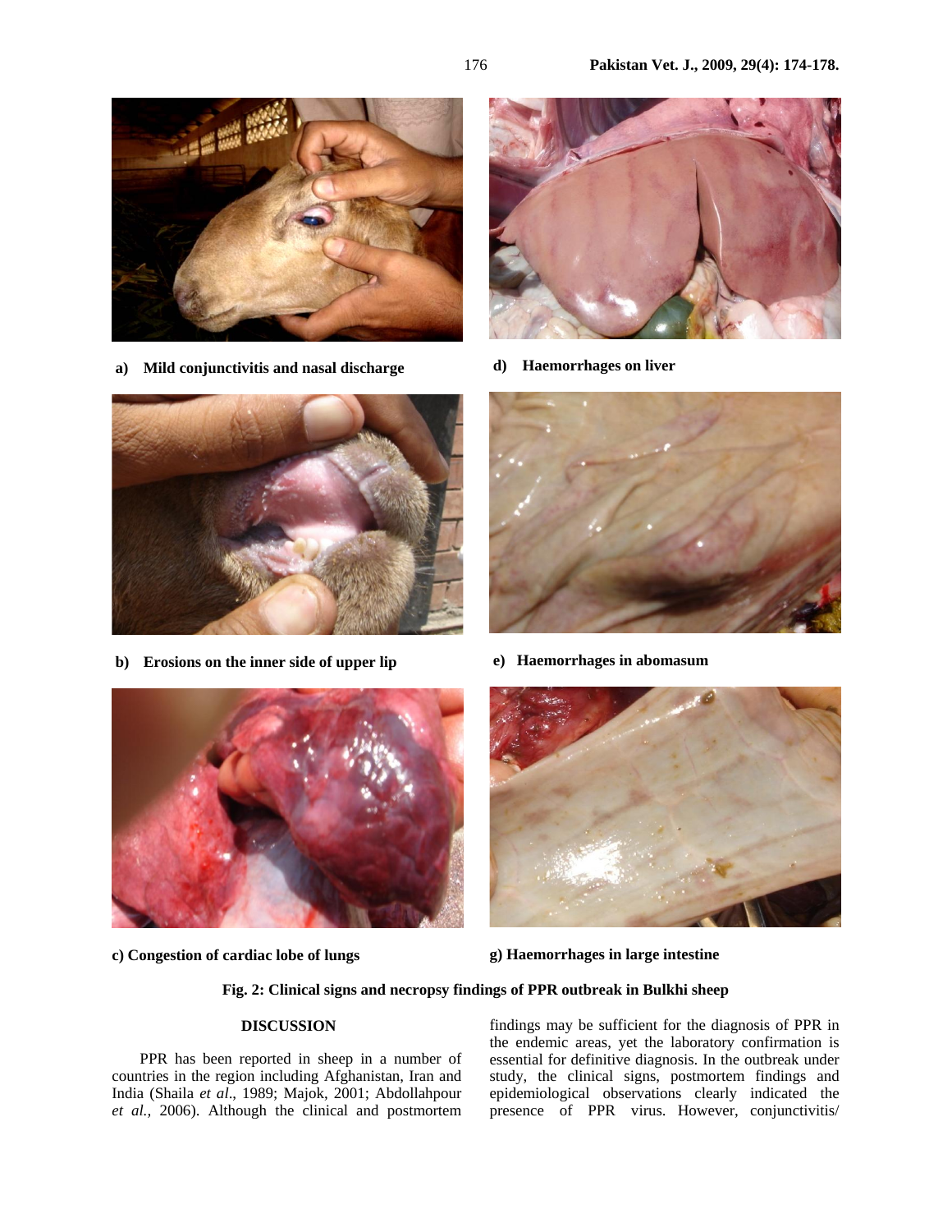a) Mild conjunctivitis and nasal discharge

d) Haemorrhages on liver

b) Erosions on the inner side of upper lip

e) Haemorrhages in abomasum

c) Congestion of cardiac lobe of lungs

g) Haemorrhages in large intestine

**Fig. 2: Clinical signs and necropsy findings of PPR outbreak in Bulkhi sheep**

## DISCUSSION

PPR has been reported in sheep in a number of countries in the region including Afghanistan, Iran and India (Shaila *et al*., 1989; Majok, 2001; Abdollahpour *et al.*, 2006). Although the clinical and postmortem findings may be sufficient for the diagnosis of PPR in the endemic areas, yet the laboratory confirmation is essential for definitive diagnosis. In the outbreak under study, the clinical signs, postmortem findings and epidemiological observations clearly indicated the presence of PPR virus. However, conjunctivitis/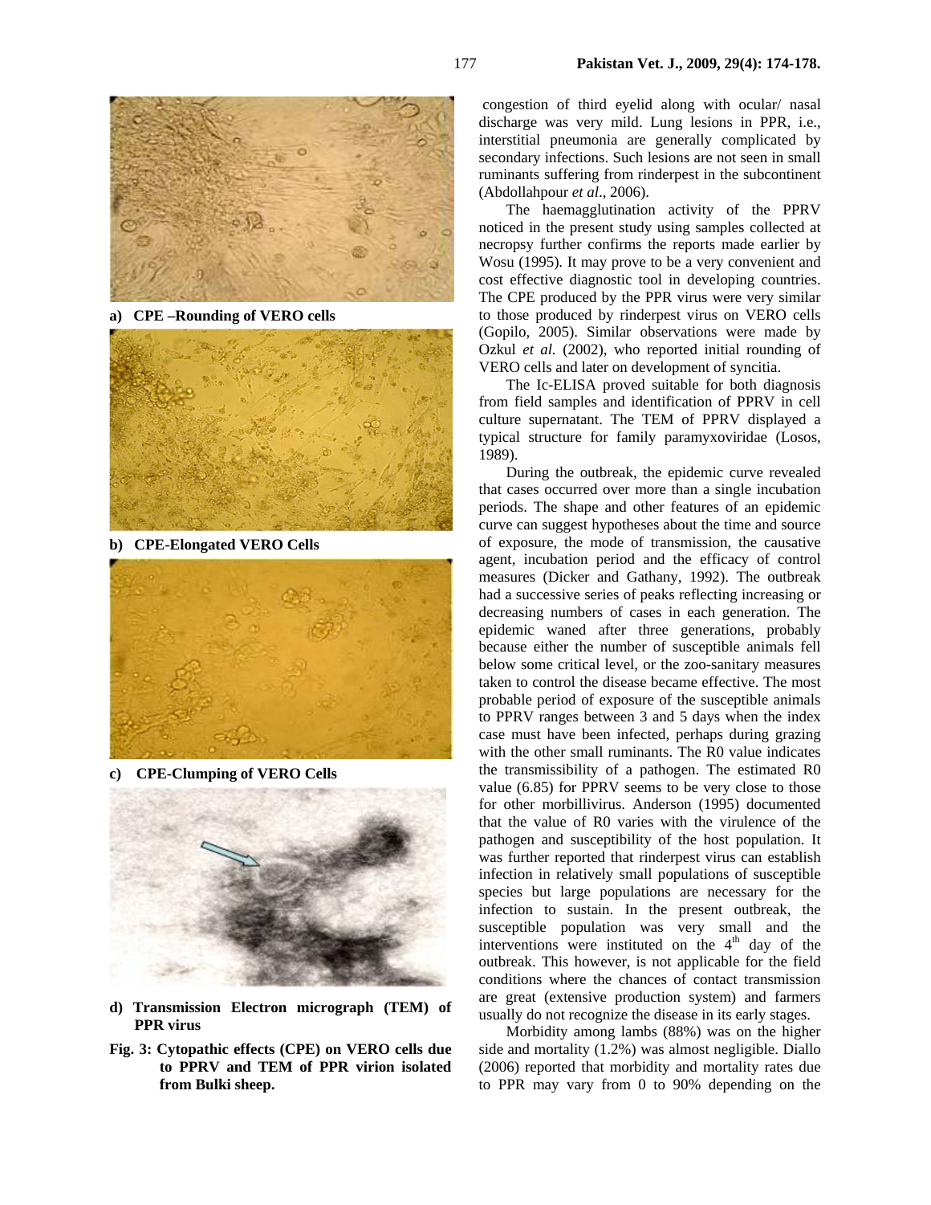a) CPE –Rounding of VERO cells

b) CPE-Elongated VERO Cells

c) CPE-Clumping of VERO Cells

d) Transmission Electron micrograph (TEM) of PPR virus

**Fig. 3: Cytopathic effects (CPE) on VERO cells due to PPRV and TEM of PPR virion isolated from Bulki sheep.**

congestion of third eyelid along with ocular/ nasal discharge was very mild. Lung lesions in PPR, i.e., interstitial pneumonia are generally complicated by secondary infections. Such lesions are not seen in small ruminants suffering from rinderpest in the subcontinent (Abdollahpour *et al*., 2006).

The haemagglutination activity of the PPRV noticed in the present study using samples collected at necropsy further confirms the reports made earlier by Wosu (1995). It may prove to be a very convenient and cost effective diagnostic tool in developing countries. The CPE produced by the PPR virus were very similar to those produced by rinderpest virus on VERO cells (Gopilo, 2005). Similar observations were made by Ozkul *et al.* (2002), who reported initial rounding of VERO cells and later on development of syncitia.

The Ic-ELISA proved suitable for both diagnosis from field samples and identification of PPRV in cell culture supernatant. The TEM of PPRV displayed a typical structure for family paramyxoviridae (Losos, 1989).

During the outbreak, the epidemic curve revealed that cases occurred over more than a single incubation periods. The shape and other features of an epidemic curve can suggest hypotheses about the time and source of exposure, the mode of transmission, the causative agent, incubation period and the efficacy of control measures (Dicker and Gathany, 1992). The outbreak had a successive series of peaks reflecting increasing or decreasing numbers of cases in each generation. The epidemic waned after three generations, probably because either the number of susceptible animals fell below some critical level, or the zoo-sanitary measures taken to control the disease became effective. The most probable period of exposure of the susceptible animals to PPRV ranges between 3 and 5 days when the index case must have been infected, perhaps during grazing with the other small ruminants. The R0 value indicates the transmissibility of a pathogen. The estimated R0 value (6.85) for PPRV seems to be very close to those for other morbillivirus. Anderson (1995) documented that the value of R0 varies with the virulence of the pathogen and susceptibility of the host population. It was further reported that rinderpest virus can establish infection in relatively small populations of susceptible species but large populations are necessary for the infection to sustain. In the present outbreak, the susceptible population was very small and the interventions were instituted on the $4^{th}$ day of the outbreak. This however, is not applicable for the field conditions where the chances of contact transmission are great (extensive production system) and farmers usually do not recognize the disease in its early stages.

Morbidity among lambs (88%) was on the higher side and mortality (1.2%) was almost negligible. Diallo (2006) reported that morbidity and mortality rates due to PPR may vary from 0 to 90% depending on the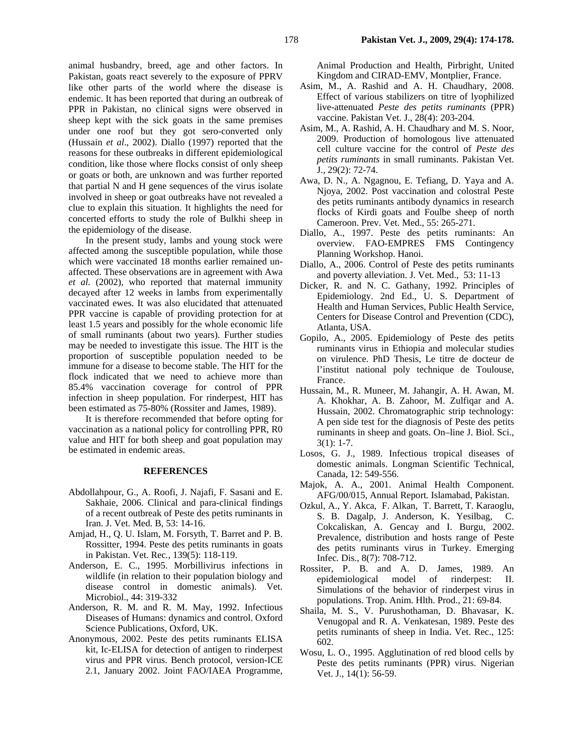animal husbandry, breed, age and other factors. In Pakistan, goats react severely to the exposure of PPRV like other parts of the world where the disease is endemic. It has been reported that during an outbreak of PPR in Pakistan, no clinical signs were observed in sheep kept with the sick goats in the same premises under one roof but they got sero-converted only (Hussain *et al*., 2002). Diallo (1997) reported that the reasons for these outbreaks in different epidemiological condition, like those where flocks consist of only sheep or goats or both, are unknown and was further reported that partial N and H gene sequences of the virus isolate involved in sheep or goat outbreaks have not revealed a clue to explain this situation. It highlights the need for concerted efforts to study the role of Bulkhi sheep in the epidemiology of the disease.

In the present study, lambs and young stock were affected among the susceptible population, while those which were vaccinated 18 months earlier remained un-affected. These observations are in agreement with Awa *et al.* (2002), who reported that maternal immunity decayed after 12 weeks in lambs from experimentally vaccinated ewes. It was also elucidated that attenuated PPR vaccine is capable of providing protection for at least 1.5 years and possibly for the whole economic life of small ruminants (about two years). Further studies may be needed to investigate this issue. The HIT is the proportion of susceptible population needed to be immune for a disease to become stable. The HIT for the flock indicated that we need to achieve more than 85.4% vaccination coverage for control of PPR infection in sheep population. For rinderpest, HIT has been estimated as 75-80% (Rossiter and James, 1989).

It is therefore recommended that before opting for vaccination as a national policy for controlling PPR, R0 value and HIT for both sheep and goat population may be estimated in endemic areas.

## REFERENCES

- Abdollahpour, G., A. Roofi, J. Najafi, F. Sasani and E. Sakhaie, 2006. Clinical and para-clinical findings of a recent outbreak of Peste des petits ruminants in Iran. J. Vet. Med. B, 53: 14-16.
- Amjad, H., Q. U. Islam, M. Forsyth, T. Barret and P. B. Rossitter, 1994. Peste des petits ruminants in goats in Pakistan. Vet. Rec., 139(5): 118-119.
- Anderson, E. C., 1995. Morbillivirus infections in wildlife (in relation to their population biology and disease control in domestic animals). Vet. Microbiol., 44: 319-332
- Anderson, R. M. and R. M. May, 1992. Infectious Diseases of Humans: dynamics and control. Oxford Science Publications, Oxford, UK.
- Anonymous, 2002. Peste des petits ruminants ELISA kit, Ic-ELISA for detection of antigen to rinderpest virus and PPR virus. Bench protocol, version-ICE 2.1, January 2002. Joint FAO/IAEA Programme, Animal Production and Health, Pirbright, United Kingdom and CIRAD-EMV, Montplier, France.
- Asim, M., A. Rashid and A. H. Chaudhary, 2008. Effect of various stabilizers on titre of lyophilized live-attenuated *Peste des petits ruminants* (PPR) vaccine. Pakistan Vet. J., 28(4): 203-204.
- Asim, M., A. Rashid, A. H. Chaudhary and M. S. Noor, 2009. Production of homologous live attenuated cell culture vaccine for the control of *Peste des petits ruminants* in small ruminants. Pakistan Vet. J., 29(2): 72-74.
- Awa, D. N., A. Ngagnou, E. Tefiang, D. Yaya and A. Njoya, 2002. Post vaccination and colostral Peste des petits ruminants antibody dynamics in research flocks of Kirdi goats and Foulbe sheep of north Cameroon. Prev. Vet. Med., 55: 265-271.
- Diallo, A., 1997. Peste des petits ruminants: An overview. FAO-EMPRES FMS Contingency Planning Workshop. Hanoi.
- Diallo, A., 2006. Control of Peste des petits ruminants and poverty alleviation. J. Vet. Med., 53: 11-13
- Dicker, R. and N. C. Gathany, 1992. Principles of Epidemiology. 2nd Ed., U. S. Department of Health and Human Services, Public Health Service, Centers for Disease Control and Prevention (CDC), Atlanta, USA.
- Gopilo, A., 2005. Epidemiology of Peste des petits ruminants virus in Ethiopia and molecular studies on virulence. PhD Thesis, Le titre de docteur de l'institut national poly technique de Toulouse, France.
- Hussain, M., R. Muneer, M. Jahangir, A. H. Awan, M. A. Khokhar, A. B. Zahoor, M. Zulfiqar and A. Hussain, 2002. Chromatographic strip technology: A pen side test for the diagnosis of Peste des petits ruminants in sheep and goats. On–line J. Biol. Sci., 3(1): 1-7.
- Losos, G. J., 1989. Infectious tropical diseases of domestic animals. Longman Scientific Technical, Canada, 12: 549-556.
- Majok, A. A., 2001. Animal Health Component. AFG/00/015, Annual Report*.* Islamabad, Pakistan.
- Ozkul, A., Y. Akca, F. Alkan, T. Barrett, T. Karaoglu, S. B. Dagalp, J. Anderson, K. Yesilbag, C. Cokcaliskan, A. Gencay and I. Burgu, 2002. Prevalence, distribution and hosts range of Peste des petits ruminants virus in Turkey. Emerging Infec*.* Dis., 8(7): 708-712.
- Rossiter, P. B. and A. D. James, 1989. An epidemiological model of rinderpest: II. Simulations of the behavior of rinderpest virus in populations. Trop. Anim. Hlth. Prod., 21: 69-84.
- Shaila, M. S., V. Purushothaman, D. Bhavasar, K. Venugopal and R. A. Venkatesan, 1989. Peste des petits ruminants of sheep in India. Vet. Rec., 125: 602.
- Wosu, L. O., 1995. Agglutination of red blood cells by Peste des petits ruminants (PPR) virus. Nigerian Vet. J., 14(1): 56-59.